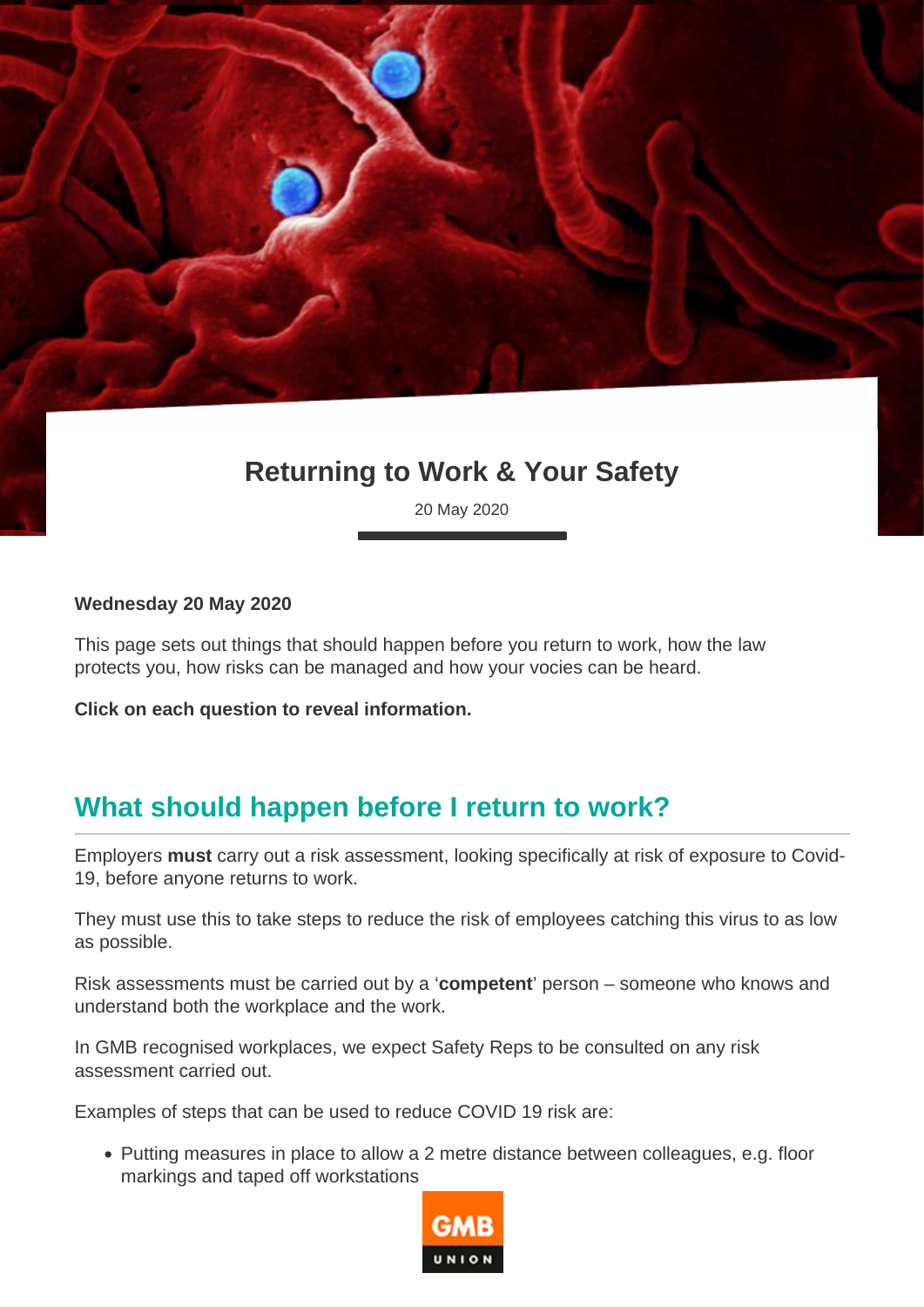# Returning to Work & Your Safety

20 May 2020

**Wednesday 20 May 2020**

This page sets out things that should happen before you return to work, how the law protects you, how risks can be managed and how your vocies can be heard.

**Click on each question to reveal information.**

## What should happen before I return to work?

Employers **must** carry out a risk assessment, looking specifically at risk of exposure to Covid-19, before anyone returns to work.

They must use this to take steps to reduce the risk of employees catching this virus to as low as possible.

Risk assessments must be carried out by a '**competent**' person – someone who knows and understand both the workplace and the work.

In GMB recognised workplaces, we expect Safety Reps to be consulted on any risk assessment carried out.

Examples of steps that can be used to reduce COVID 19 risk are:

- Putting measures in place to allow a 2 metre distance between colleagues, e.g. floor markings and taped off workstations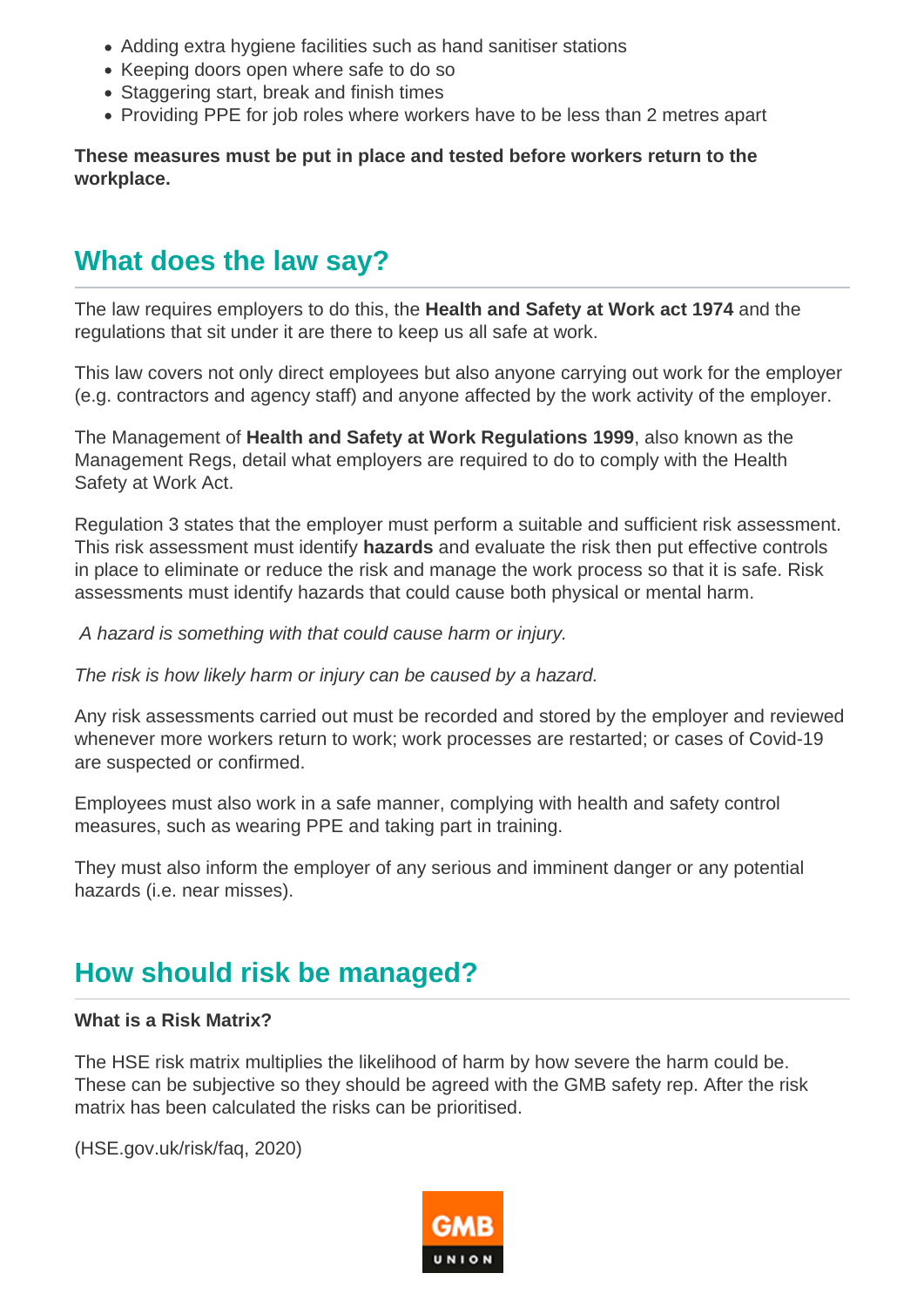- Adding extra hygiene facilities such as hand sanitiser stations
- Keeping doors open where safe to do so
- Staggering start, break and finish times
- Providing PPE for job roles where workers have to be less than 2 metres apart

**These measures must be put in place and tested before workers return to the workplace.**

## What does the law say?

The law requires employers to do this, the **Health and Safety at Work act 1974** and the regulations that sit under it are there to keep us all safe at work.

This law covers not only direct employees but also anyone carrying out work for the employer (e.g. contractors and agency staff) and anyone affected by the work activity of the employer.

The Management of **Health and Safety at Work Regulations 1999**, also known as the Management Regs, detail what employers are required to do to comply with the Health Safety at Work Act.

Regulation 3 states that the employer must perform a suitable and sufficient risk assessment. This risk assessment must identify **hazards** and evaluate the risk then put effective controls in place to eliminate or reduce the risk and manage the work process so that it is safe. Risk assessments must identify hazards that could cause both physical or mental harm.

*A hazard is something with that could cause harm or injury.*

*The risk is how likely harm or injury can be caused by a hazard.*

Any risk assessments carried out must be recorded and stored by the employer and reviewed whenever more workers return to work; work processes are restarted; or cases of Covid-19 are suspected or confirmed.

Employees must also work in a safe manner, complying with health and safety control measures, such as wearing PPE and taking part in training.

They must also inform the employer of any serious and imminent danger or any potential hazards (i.e. near misses).

## How should risk be managed?

**What is a Risk Matrix?**

The HSE risk matrix multiplies the likelihood of harm by how severe the harm could be. These can be subjective so they should be agreed with the GMB safety rep. After the risk matrix has been calculated the risks can be prioritised.

(HSE.gov.uk/risk/faq, 2020)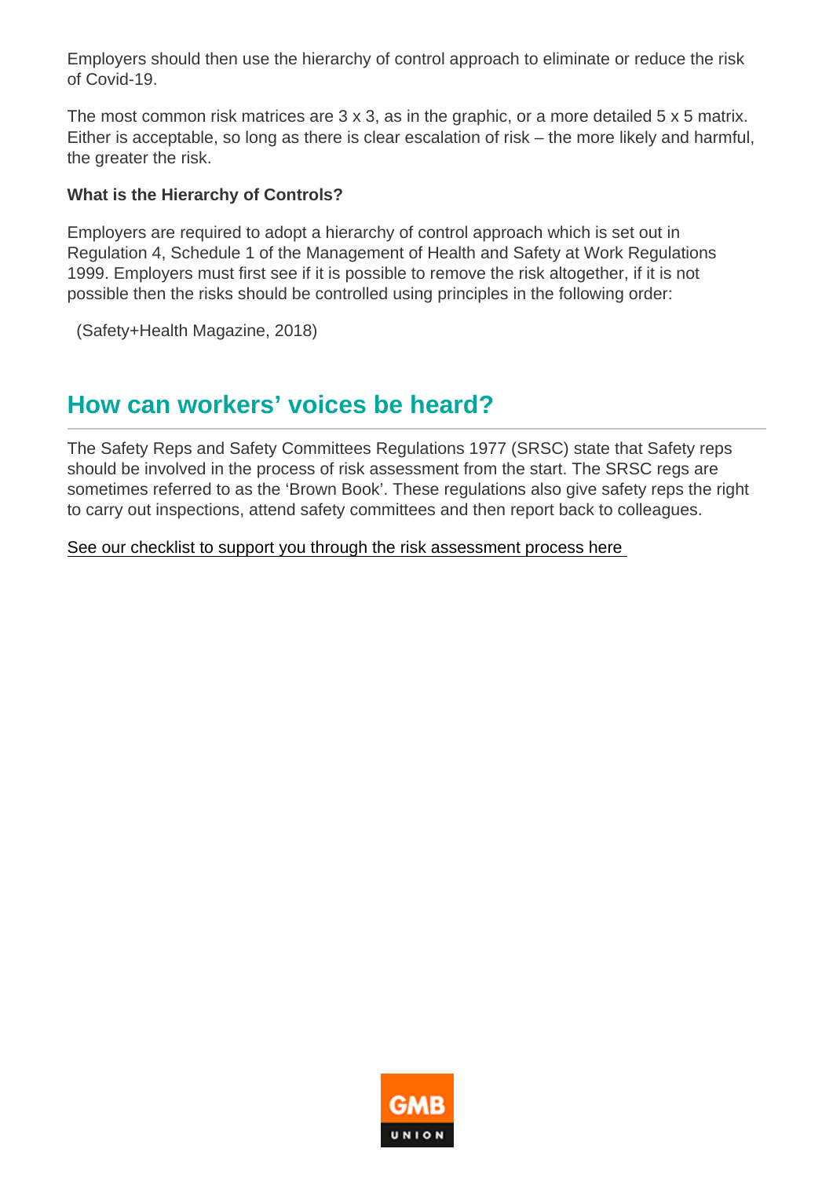Employers should then use the hierarchy of control approach to eliminate or reduce the risk of Covid-19.

The most common risk matrices are 3 x 3, as in the graphic, or a more detailed 5 x 5 matrix. Either is acceptable, so long as there is clear escalation of risk – the more likely and harmful, the greater the risk.

**What is the Hierarchy of Controls?**

Employers are required to adopt a hierarchy of control approach which is set out in Regulation 4, Schedule 1 of the Management of Health and Safety at Work Regulations 1999. Employers must first see if it is possible to remove the risk altogether, if it is not possible then the risks should be controlled using principles in the following order:

(Safety+Health Magazine, 2018)

## How can workers' voices be heard?

The Safety Reps and Safety Committees Regulations 1977 (SRSC) state that Safety reps should be involved in the process of risk assessment from the start. The SRSC regs are sometimes referred to as the 'Brown Book'. These regulations also give safety reps the right to carry out inspections, attend safety committees and then report back to colleagues.

See our checklist to support you through the risk assessment process here